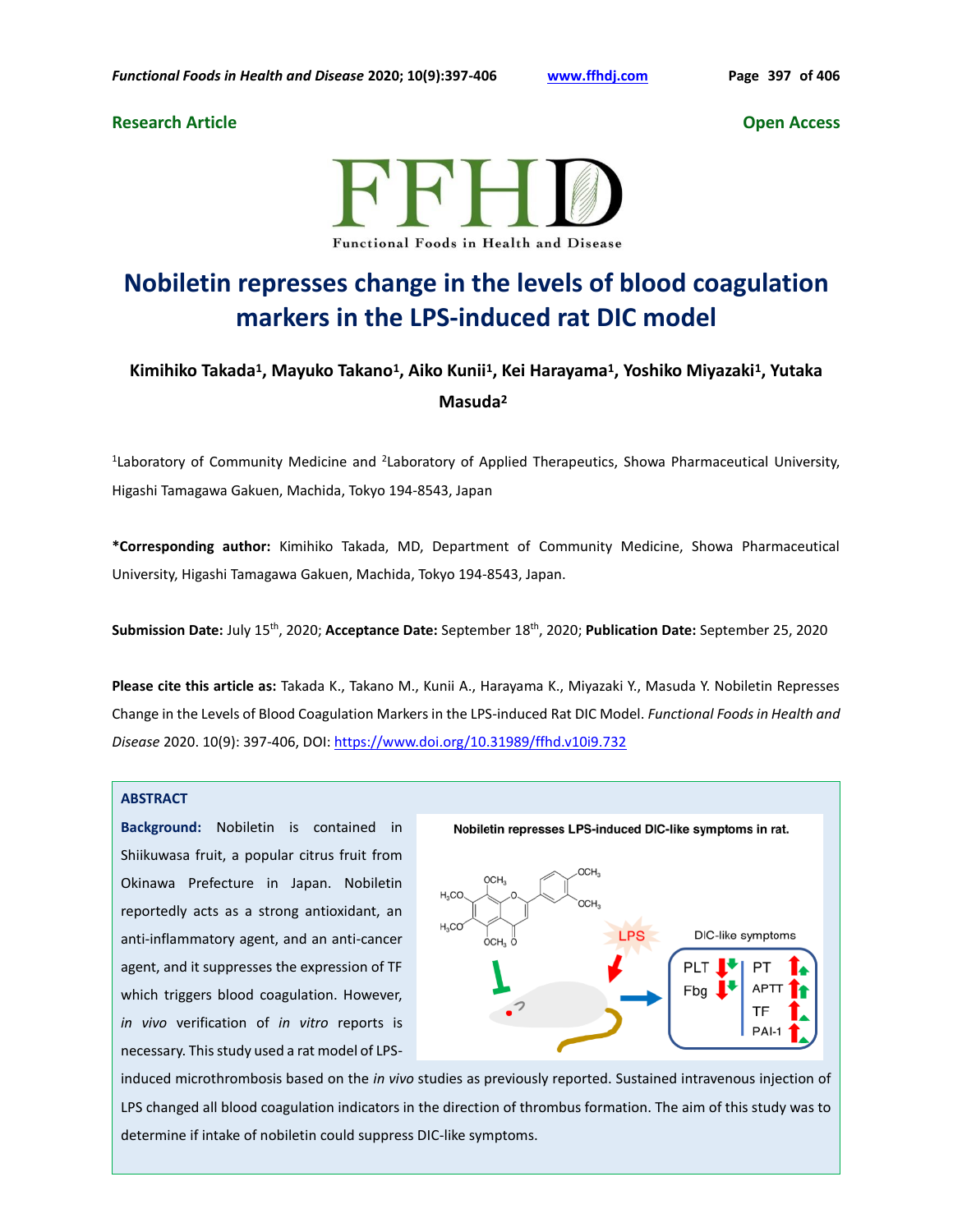**Research Article** **Open Access**

Functional Foods in Health and Disease

# Nobiletin represses change in the levels of blood coagulation markers in the LPS-induced rat DIC model

**Kimihiko Takada[1], Mayuko Takano[1], Aiko Kunii[1], Kei Harayama[1], Yoshiko Miyazaki[1], Yutaka Masuda[2]**

[1]Laboratory of Community Medicine and [2]Laboratory of Applied Therapeutics, Showa Pharmaceutical University, Higashi Tamagawa Gakuen, Machida, Tokyo 194-8543, Japan

**\*Corresponding author:** Kimihiko Takada, MD, Department of Community Medicine, Showa Pharmaceutical University, Higashi Tamagawa Gakuen, Machida, Tokyo 194-8543, Japan.

**Submission Date:** July 15th, 2020; **Acceptance Date:** September 18th, 2020; **Publication Date:** September 25, 2020

**Please cite this article as:** Takada K., Takano M., Kunii A., Harayama K., Miyazaki Y., Masuda Y. Nobiletin Represses Change in the Levels of Blood Coagulation Markers in the LPS-induced Rat DIC Model. *Functional Foods in Health and Disease* 2020. 10(9): 397-406, DOI: https://www.doi.org/10.31989/ffhd.v10i9.732

## ABSTRACT

**Background:** Nobiletin is contained in Shiikuwasa fruit, a popular citrus fruit from Okinawa Prefecture in Japan. Nobiletin reportedly acts as a strong antioxidant, an anti-inflammatory agent, and an anti-cancer agent, and it suppresses the expression of TF which triggers blood coagulation. However, *in vivo* verification of *in vitro* reports is necessary. This study used a rat model of LPS-induced microthrombosis based on the *in vivo* studies as previously reported. Sustained intravenous injection of LPS changed all blood coagulation indicators in the direction of thrombus formation. The aim of this study was to determine if intake of nobiletin could suppress DIC-like symptoms.

Nobiletin represses LPS-induced DIC-like symptoms in rat.

LPS

DIC-like symptoms

PLT, Fbg, PT, APTT, TF, PAI-1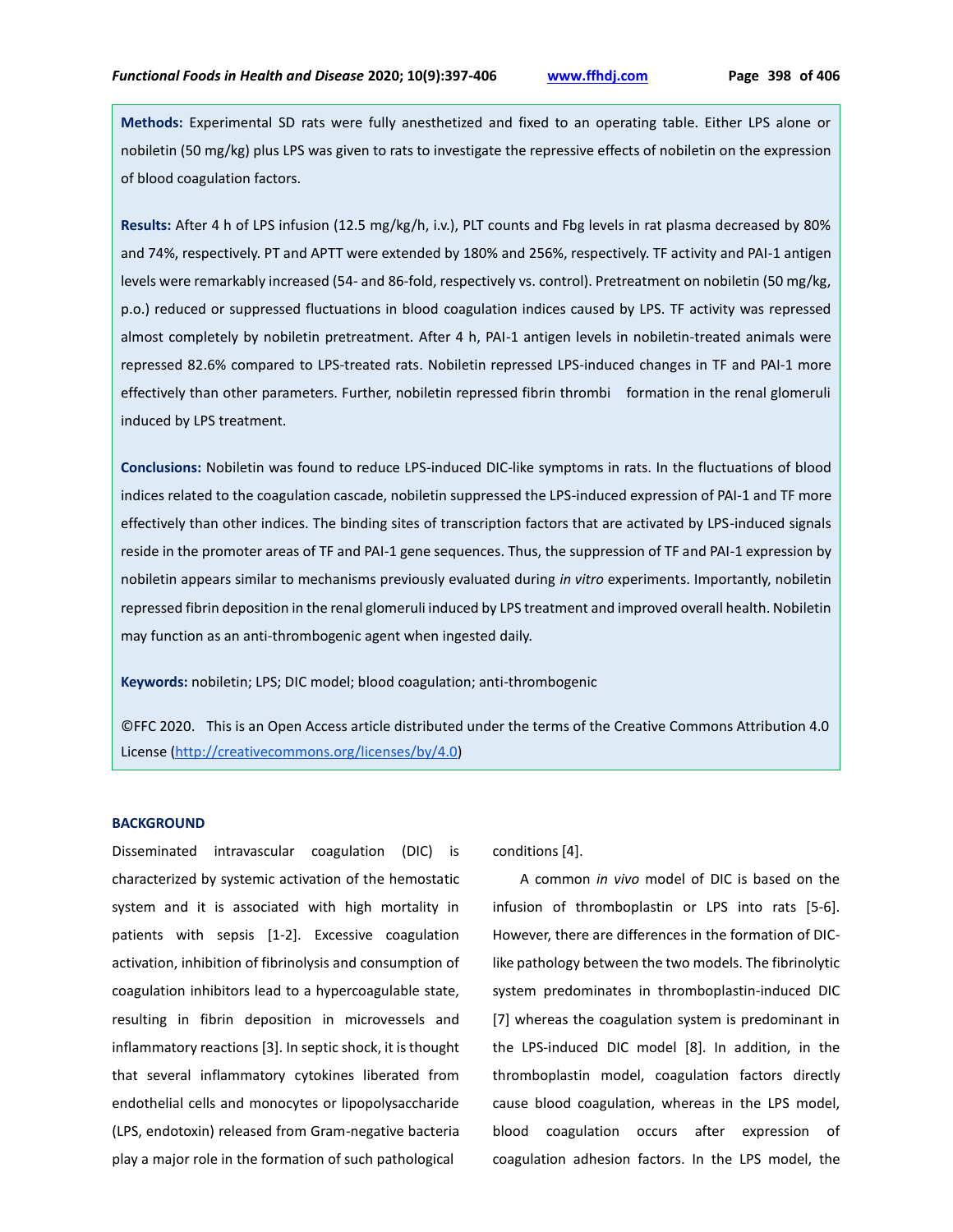**Methods:** Experimental SD rats were fully anesthetized and fixed to an operating table. Either LPS alone or nobiletin (50 mg/kg) plus LPS was given to rats to investigate the repressive effects of nobiletin on the expression of blood coagulation factors.

**Results:** After 4 h of LPS infusion (12.5 mg/kg/h, i.v.), PLT counts and Fbg levels in rat plasma decreased by 80% and 74%, respectively. PT and APTT were extended by 180% and 256%, respectively. TF activity and PAI-1 antigen levels were remarkably increased (54- and 86-fold, respectively vs. control). Pretreatment on nobiletin (50 mg/kg, p.o.) reduced or suppressed fluctuations in blood coagulation indices caused by LPS. TF activity was repressed almost completely by nobiletin pretreatment. After 4 h, PAI-1 antigen levels in nobiletin-treated animals were repressed 82.6% compared to LPS-treated rats. Nobiletin repressed LPS-induced changes in TF and PAI-1 more effectively than other parameters. Further, nobiletin repressed fibrin thrombi formation in the renal glomeruli induced by LPS treatment.

**Conclusions:** Nobiletin was found to reduce LPS-induced DIC-like symptoms in rats. In the fluctuations of blood indices related to the coagulation cascade, nobiletin suppressed the LPS-induced expression of PAI-1 and TF more effectively than other indices. The binding sites of transcription factors that are activated by LPS-induced signals reside in the promoter areas of TF and PAI-1 gene sequences. Thus, the suppression of TF and PAI-1 expression by nobiletin appears similar to mechanisms previously evaluated during *in vitro* experiments. Importantly, nobiletin repressed fibrin deposition in the renal glomeruli induced by LPS treatment and improved overall health. Nobiletin may function as an anti-thrombogenic agent when ingested daily.

**Keywords:** nobiletin; LPS; DIC model; blood coagulation; anti-thrombogenic

©FFC 2020. This is an Open Access article distributed under the terms of the Creative Commons Attribution 4.0 License (http://creativecommons.org/licenses/by/4.0)

## BACKGROUND

Disseminated intravascular coagulation (DIC) is characterized by systemic activation of the hemostatic system and it is associated with high mortality in patients with sepsis [1-2]. Excessive coagulation activation, inhibition of fibrinolysis and consumption of coagulation inhibitors lead to a hypercoagulable state, resulting in fibrin deposition in microvessels and inflammatory reactions [3]. In septic shock, it is thought that several inflammatory cytokines liberated from endothelial cells and monocytes or lipopolysaccharide (LPS, endotoxin) released from Gram-negative bacteria play a major role in the formation of such pathological conditions [4].

A common *in vivo* model of DIC is based on the infusion of thromboplastin or LPS into rats [5-6]. However, there are differences in the formation of DIC-like pathology between the two models. The fibrinolytic system predominates in thromboplastin-induced DIC [7] whereas the coagulation system is predominant in the LPS-induced DIC model [8]. In addition, in the thromboplastin model, coagulation factors directly cause blood coagulation, whereas in the LPS model, blood coagulation occurs after expression of coagulation adhesion factors. In the LPS model, the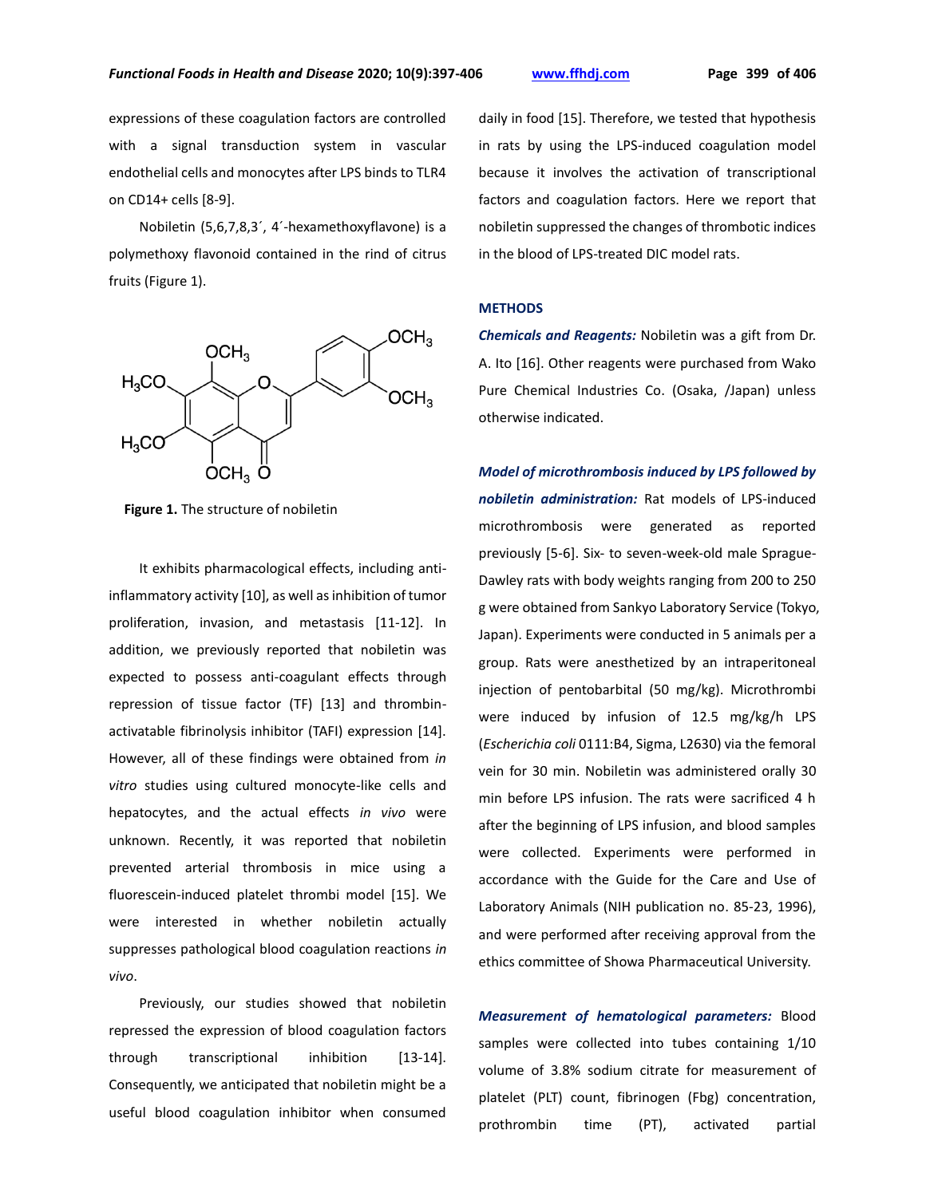expressions of these coagulation factors are controlled with a signal transduction system in vascular endothelial cells and monocytes after LPS binds to TLR4 on CD14+ cells [8-9].

Nobiletin (5,6,7,8,3´, 4´-hexamethoxyflavone) is a polymethoxy flavonoid contained in the rind of citrus fruits (Figure 1).

**Figure 1.** The structure of nobiletin

It exhibits pharmacological effects, including anti-inflammatory activity [10], as well as inhibition of tumor proliferation, invasion, and metastasis [11-12]. In addition, we previously reported that nobiletin was expected to possess anti-coagulant effects through repression of tissue factor (TF) [13] and thrombin-activatable fibrinolysis inhibitor (TAFI) expression [14]. However, all of these findings were obtained from *in vitro* studies using cultured monocyte-like cells and hepatocytes, and the actual effects *in vivo* were unknown. Recently, it was reported that nobiletin prevented arterial thrombosis in mice using a fluorescein-induced platelet thrombi model [15]. We were interested in whether nobiletin actually suppresses pathological blood coagulation reactions *in vivo*.

Previously, our studies showed that nobiletin repressed the expression of blood coagulation factors through transcriptional inhibition [13-14]. Consequently, we anticipated that nobiletin might be a useful blood coagulation inhibitor when consumed daily in food [15]. Therefore, we tested that hypothesis in rats by using the LPS-induced coagulation model because it involves the activation of transcriptional factors and coagulation factors. Here we report that nobiletin suppressed the changes of thrombotic indices in the blood of LPS-treated DIC model rats.

## METHODS

***Chemicals and Reagents:*** Nobiletin was a gift from Dr. A. Ito [16]. Other reagents were purchased from Wako Pure Chemical Industries Co. (Osaka, /Japan) unless otherwise indicated.

***Model of microthrombosis induced by LPS followed by nobiletin administration:*** Rat models of LPS-induced microthrombosis were generated as reported previously [5-6]. Six- to seven-week-old male Sprague-Dawley rats with body weights ranging from 200 to 250 g were obtained from Sankyo Laboratory Service (Tokyo, Japan). Experiments were conducted in 5 animals per a group. Rats were anesthetized by an intraperitoneal injection of pentobarbital (50 mg/kg). Microthrombi were induced by infusion of 12.5 mg/kg/h LPS (*Escherichia coli* 0111:B4, Sigma, L2630) via the femoral vein for 30 min. Nobiletin was administered orally 30 min before LPS infusion. The rats were sacrificed 4 h after the beginning of LPS infusion, and blood samples were collected. Experiments were performed in accordance with the Guide for the Care and Use of Laboratory Animals (NIH publication no. 85-23, 1996), and were performed after receiving approval from the ethics committee of Showa Pharmaceutical University.

***Measurement of hematological parameters:*** Blood samples were collected into tubes containing 1/10 volume of 3.8% sodium citrate for measurement of platelet (PLT) count, fibrinogen (Fbg) concentration, prothrombin time (PT), activated partial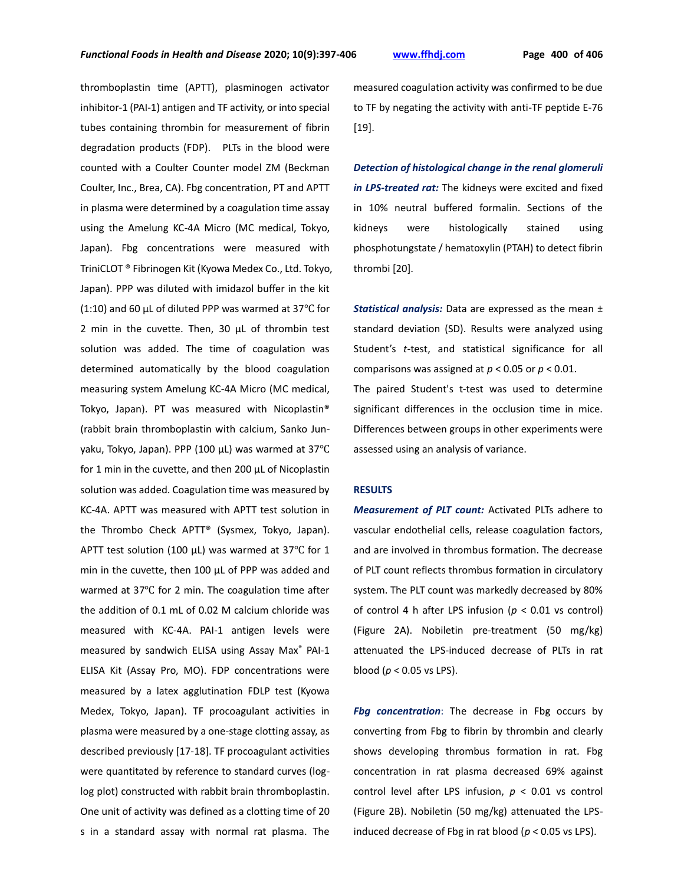thromboplastin time (APTT), plasminogen activator inhibitor-1 (PAI-1) antigen and TF activity, or into special tubes containing thrombin for measurement of fibrin degradation products (FDP). PLTs in the blood were counted with a Coulter Counter model ZM (Beckman Coulter, Inc., Brea, CA). Fbg concentration, PT and APTT in plasma were determined by a coagulation time assay using the Amelung KC-4A Micro (MC medical, Tokyo, Japan). Fbg concentrations were measured with TriniCLOT ® Fibrinogen Kit (Kyowa Medex Co., Ltd. Tokyo, Japan). PPP was diluted with imidazol buffer in the kit (1:10) and 60 μL of diluted PPP was warmed at 37℃ for 2 min in the cuvette. Then, 30 μL of thrombin test solution was added. The time of coagulation was determined automatically by the blood coagulation measuring system Amelung KC-4A Micro (MC medical, Tokyo, Japan). PT was measured with Nicoplastin® (rabbit brain thromboplastin with calcium, Sanko Jun-yaku, Tokyo, Japan). PPP (100 μL) was warmed at 37℃ for 1 min in the cuvette, and then 200 μL of Nicoplastin solution was added. Coagulation time was measured by KC-4A. APTT was measured with APTT test solution in the Thrombo Check APTT® (Sysmex, Tokyo, Japan). APTT test solution (100 μL) was warmed at 37℃ for 1 min in the cuvette, then 100 μL of PPP was added and warmed at 37℃ for 2 min. The coagulation time after the addition of 0.1 mL of 0.02 M calcium chloride was measured with KC-4A. PAI-1 antigen levels were measured by sandwich ELISA using Assay Max® PAI-1 ELISA Kit (Assay Pro, MO). FDP concentrations were measured by a latex agglutination FDLP test (Kyowa Medex, Tokyo, Japan). TF procoagulant activities in plasma were measured by a one-stage clotting assay, as described previously [17-18]. TF procoagulant activities were quantitated by reference to standard curves (log-log plot) constructed with rabbit brain thromboplastin. One unit of activity was defined as a clotting time of 20 s in a standard assay with normal rat plasma. The measured coagulation activity was confirmed to be due to TF by negating the activity with anti-TF peptide E-76 [19].

***Detection of histological change in the renal glomeruli in LPS-treated rat:*** The kidneys were excited and fixed in 10% neutral buffered formalin. Sections of the kidneys were histologically stained using phosphotungstate / hematoxylin (PTAH) to detect fibrin thrombi [20].

***Statistical analysis:*** Data are expressed as the mean ± standard deviation (SD). Results were analyzed using Student's *t*-test, and statistical significance for all comparisons was assigned at $p < 0.05$ or $p < 0.01$.

The paired Student's t-test was used to determine significant differences in the occlusion time in mice. Differences between groups in other experiments were assessed using an analysis of variance.

## RESULTS

***Measurement of PLT count:*** Activated PLTs adhere to vascular endothelial cells, release coagulation factors, and are involved in thrombus formation. The decrease of PLT count reflects thrombus formation in circulatory system. The PLT count was markedly decreased by 80% of control 4 h after LPS infusion ($p < 0.01$ vs control) (Figure 2A). Nobiletin pre-treatment (50 mg/kg) attenuated the LPS-induced decrease of PLTs in rat blood ($p < 0.05$ vs LPS).

***Fbg concentration***: The decrease in Fbg occurs by converting from Fbg to fibrin by thrombin and clearly shows developing thrombus formation in rat. Fbg concentration in rat plasma decreased 69% against control level after LPS infusion, $p < 0.01$ vs control (Figure 2B). Nobiletin (50 mg/kg) attenuated the LPS-induced decrease of Fbg in rat blood ($p < 0.05$ vs LPS).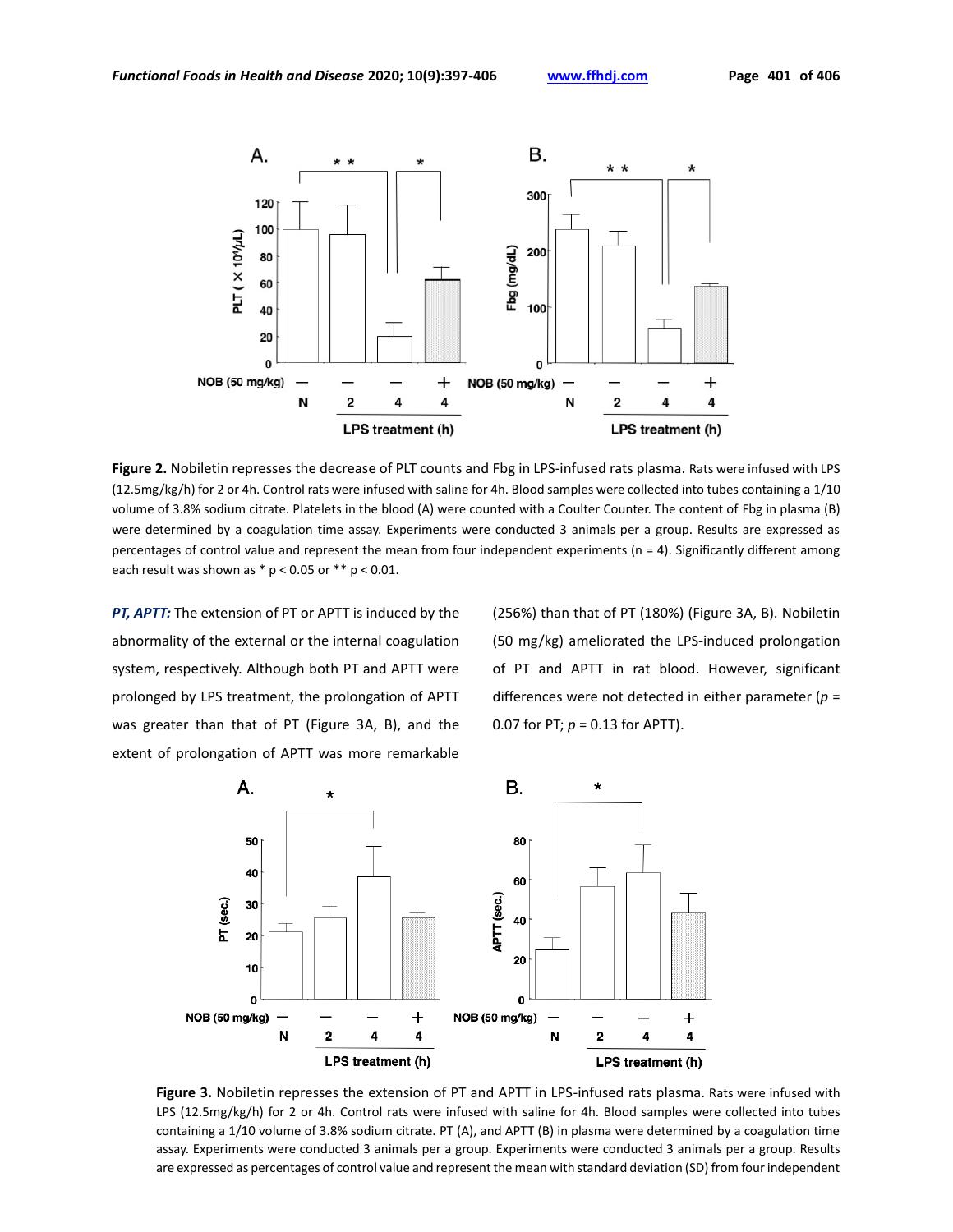**Figure 2.** Nobiletin represses the decrease of PLT counts and Fbg in LPS-infused rats plasma. Rats were infused with LPS (12.5mg/kg/h) for 2 or 4h. Control rats were infused with saline for 4h. Blood samples were collected into tubes containing a 1/10 volume of 3.8% sodium citrate. Platelets in the blood (A) were counted with a Coulter Counter. The content of Fbg in plasma (B) were determined by a coagulation time assay. Experiments were conducted 3 animals per a group. Results are expressed as percentages of control value and represent the mean from four independent experiments (n = 4). Significantly different among each result was shown as * p < 0.05 or ** p < 0.01.

***PT, APTT:*** The extension of PT or APTT is induced by the abnormality of the external or the internal coagulation system, respectively. Although both PT and APTT were prolonged by LPS treatment, the prolongation of APTT was greater than that of PT (Figure 3A, B), and the extent of prolongation of APTT was more remarkable (256%) than that of PT (180%) (Figure 3A, B). Nobiletin (50 mg/kg) ameliorated the LPS-induced prolongation of PT and APTT in rat blood. However, significant differences were not detected in either parameter (*p* = 0.07 for PT; *p* = 0.13 for APTT).

**Figure 3.** Nobiletin represses the extension of PT and APTT in LPS-infused rats plasma. Rats were infused with LPS (12.5mg/kg/h) for 2 or 4h. Control rats were infused with saline for 4h. Blood samples were collected into tubes containing a 1/10 volume of 3.8% sodium citrate. PT (A), and APTT (B) in plasma were determined by a coagulation time assay. Experiments were conducted 3 animals per a group. Experiments were conducted 3 animals per a group. Results are expressed as percentages of control value and represent the mean with standard deviation (SD) from four independent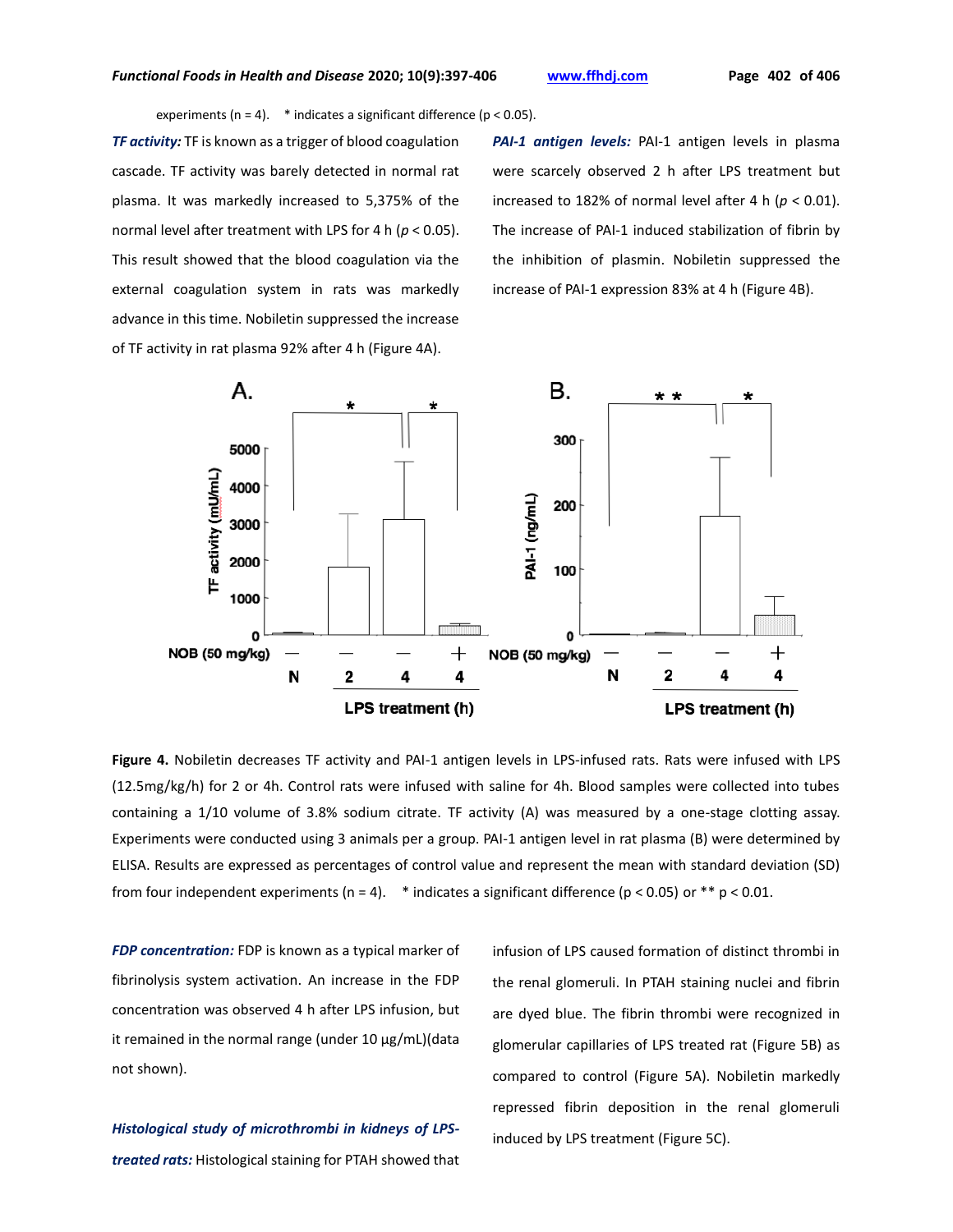experiments (n = 4). * indicates a significant difference (p < 0.05).

***TF activity:*** TF is known as a trigger of blood coagulation cascade. TF activity was barely detected in normal rat plasma. It was markedly increased to 5,375% of the normal level after treatment with LPS for 4 h ($p < 0.05$). This result showed that the blood coagulation via the external coagulation system in rats was markedly advance in this time. Nobiletin suppressed the increase of TF activity in rat plasma 92% after 4 h (Figure 4A).

***PAI-1 antigen levels:*** PAI-1 antigen levels in plasma were scarcely observed 2 h after LPS treatment but increased to 182% of normal level after 4 h ($p < 0.01$). The increase of PAI-1 induced stabilization of fibrin by the inhibition of plasmin. Nobiletin suppressed the increase of PAI-1 expression 83% at 4 h (Figure 4B).

**Figure 4.** Nobiletin decreases TF activity and PAI-1 antigen levels in LPS-infused rats. Rats were infused with LPS (12.5mg/kg/h) for 2 or 4h. Control rats were infused with saline for 4h. Blood samples were collected into tubes containing a 1/10 volume of 3.8% sodium citrate. TF activity (A) was measured by a one-stage clotting assay. Experiments were conducted using 3 animals per a group. PAI-1 antigen level in rat plasma (B) were determined by ELISA. Results are expressed as percentages of control value and represent the mean with standard deviation (SD) from four independent experiments (n = 4). * indicates a significant difference (p < 0.05) or ** p < 0.01.

***FDP concentration:*** FDP is known as a typical marker of fibrinolysis system activation. An increase in the FDP concentration was observed 4 h after LPS infusion, but it remained in the normal range (under 10 µg/mL)(data not shown).

***Histological study of microthrombi in kidneys of LPS-treated rats:*** Histological staining for PTAH showed that infusion of LPS caused formation of distinct thrombi in the renal glomeruli. In PTAH staining nuclei and fibrin are dyed blue. The fibrin thrombi were recognized in glomerular capillaries of LPS treated rat (Figure 5B) as compared to control (Figure 5A). Nobiletin markedly repressed fibrin deposition in the renal glomeruli induced by LPS treatment (Figure 5C).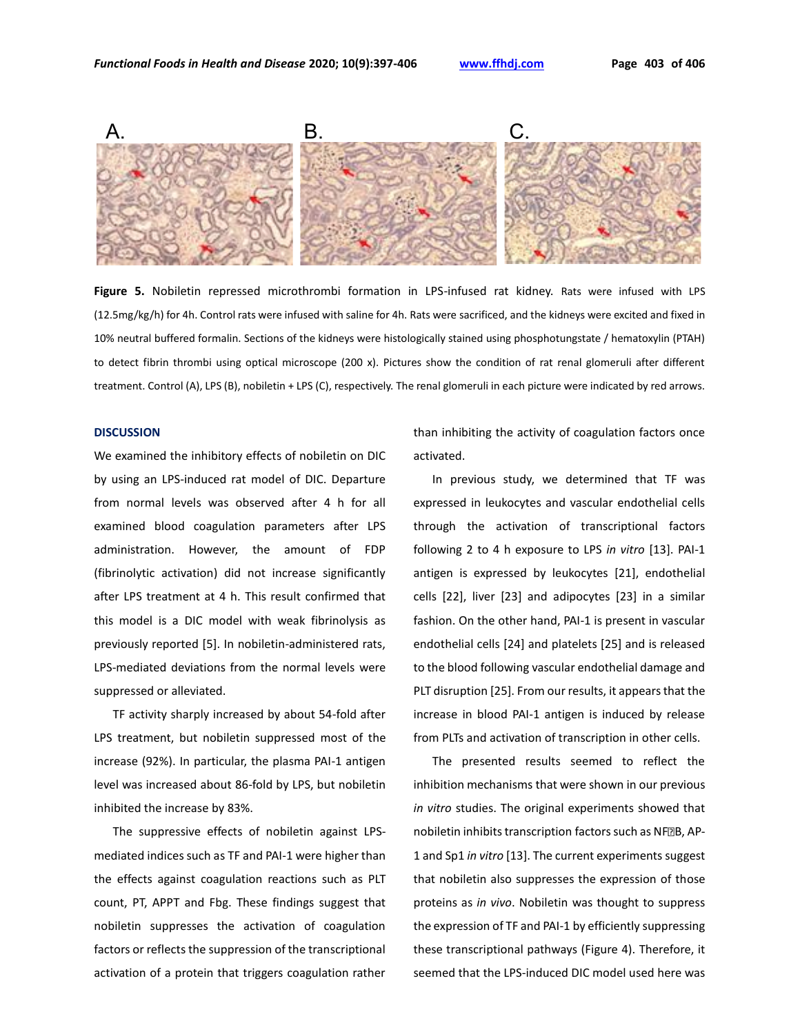A. B. C.

**Figure 5.** Nobiletin repressed microthrombi formation in LPS-infused rat kidney. Rats were infused with LPS (12.5mg/kg/h) for 4h. Control rats were infused with saline for 4h. Rats were sacrificed, and the kidneys were excited and fixed in 10% neutral buffered formalin. Sections of the kidneys were histologically stained using phosphotungstate / hematoxylin (PTAH) to detect fibrin thrombi using optical microscope (200 x). Pictures show the condition of rat renal glomeruli after different treatment. Control (A), LPS (B), nobiletin + LPS (C), respectively. The renal glomeruli in each picture were indicated by red arrows.

## DISCUSSION

We examined the inhibitory effects of nobiletin on DIC by using an LPS-induced rat model of DIC. Departure from normal levels was observed after 4 h for all examined blood coagulation parameters after LPS administration. However, the amount of FDP (fibrinolytic activation) did not increase significantly after LPS treatment at 4 h. This result confirmed that this model is a DIC model with weak fibrinolysis as previously reported [5]. In nobiletin-administered rats, LPS-mediated deviations from the normal levels were suppressed or alleviated.

TF activity sharply increased by about 54-fold after LPS treatment, but nobiletin suppressed most of the increase (92%). In particular, the plasma PAI-1 antigen level was increased about 86-fold by LPS, but nobiletin inhibited the increase by 83%.

The suppressive effects of nobiletin against LPS-mediated indices such as TF and PAI-1 were higher than the effects against coagulation reactions such as PLT count, PT, APPT and Fbg. These findings suggest that nobiletin suppresses the activation of coagulation factors or reflects the suppression of the transcriptional activation of a protein that triggers coagulation rather than inhibiting the activity of coagulation factors once activated.

In previous study, we determined that TF was expressed in leukocytes and vascular endothelial cells through the activation of transcriptional factors following 2 to 4 h exposure to LPS *in vitro* [13]. PAI-1 antigen is expressed by leukocytes [21], endothelial cells [22], liver [23] and adipocytes [23] in a similar fashion. On the other hand, PAI-1 is present in vascular endothelial cells [24] and platelets [25] and is released to the blood following vascular endothelial damage and PLT disruption [25]. From our results, it appears that the increase in blood PAI-1 antigen is induced by release from PLTs and activation of transcription in other cells.

The presented results seemed to reflect the inhibition mechanisms that were shown in our previous *in vitro* studies. The original experiments showed that nobiletin inhibits transcription factors such as NFκB, AP-1 and Sp1 *in vitro* [13]. The current experiments suggest that nobiletin also suppresses the expression of those proteins as *in vivo*. Nobiletin was thought to suppress the expression of TF and PAI-1 by efficiently suppressing these transcriptional pathways (Figure 4). Therefore, it seemed that the LPS-induced DIC model used here was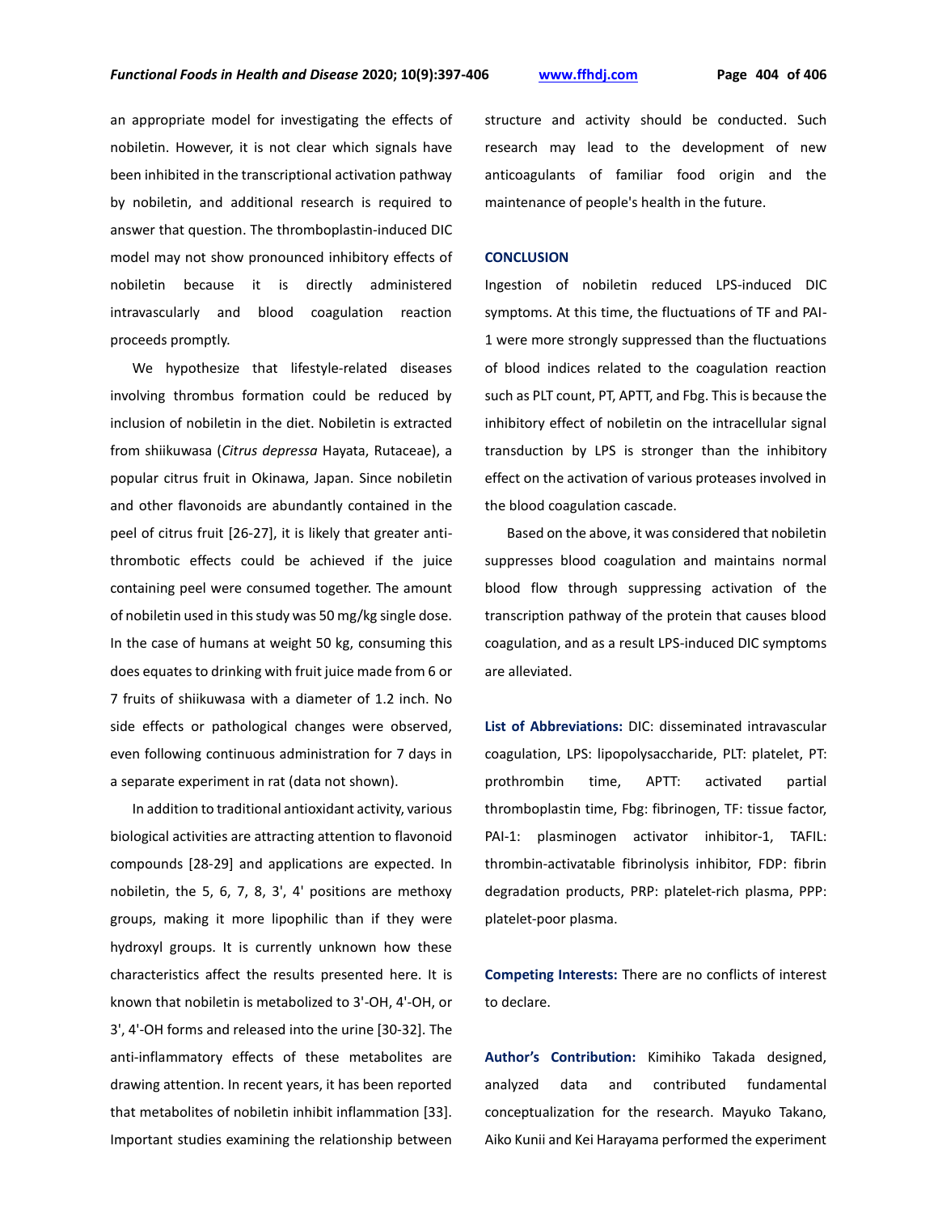an appropriate model for investigating the effects of nobiletin. However, it is not clear which signals have been inhibited in the transcriptional activation pathway by nobiletin, and additional research is required to answer that question. The thromboplastin-induced DIC model may not show pronounced inhibitory effects of nobiletin because it is directly administered intravascularly and blood coagulation reaction proceeds promptly.

We hypothesize that lifestyle-related diseases involving thrombus formation could be reduced by inclusion of nobiletin in the diet. Nobiletin is extracted from shiikuwasa (*Citrus depressa* Hayata, Rutaceae), a popular citrus fruit in Okinawa, Japan. Since nobiletin and other flavonoids are abundantly contained in the peel of citrus fruit [26-27], it is likely that greater anti-thrombotic effects could be achieved if the juice containing peel were consumed together. The amount of nobiletin used in this study was 50 mg/kg single dose. In the case of humans at weight 50 kg, consuming this does equates to drinking with fruit juice made from 6 or 7 fruits of shiikuwasa with a diameter of 1.2 inch. No side effects or pathological changes were observed, even following continuous administration for 7 days in a separate experiment in rat (data not shown).

In addition to traditional antioxidant activity, various biological activities are attracting attention to flavonoid compounds [28-29] and applications are expected. In nobiletin, the 5, 6, 7, 8, 3', 4' positions are methoxy groups, making it more lipophilic than if they were hydroxyl groups. It is currently unknown how these characteristics affect the results presented here. It is known that nobiletin is metabolized to 3'-OH, 4'-OH, or 3', 4'-OH forms and released into the urine [30-32]. The anti-inflammatory effects of these metabolites are drawing attention. In recent years, it has been reported that metabolites of nobiletin inhibit inflammation [33]. Important studies examining the relationship between structure and activity should be conducted. Such research may lead to the development of new anticoagulants of familiar food origin and the maintenance of people's health in the future.

## CONCLUSION

Ingestion of nobiletin reduced LPS-induced DIC symptoms. At this time, the fluctuations of TF and PAI-1 were more strongly suppressed than the fluctuations of blood indices related to the coagulation reaction such as PLT count, PT, APTT, and Fbg. This is because the inhibitory effect of nobiletin on the intracellular signal transduction by LPS is stronger than the inhibitory effect on the activation of various proteases involved in the blood coagulation cascade.

Based on the above, it was considered that nobiletin suppresses blood coagulation and maintains normal blood flow through suppressing activation of the transcription pathway of the protein that causes blood coagulation, and as a result LPS-induced DIC symptoms are alleviated.

**List of Abbreviations:** DIC: disseminated intravascular coagulation, LPS: lipopolysaccharide, PLT: platelet, PT: prothrombin time, APTT: activated partial thromboplastin time, Fbg: fibrinogen, TF: tissue factor, PAI-1: plasminogen activator inhibitor-1, TAFIL: thrombin-activatable fibrinolysis inhibitor, FDP: fibrin degradation products, PRP: platelet-rich plasma, PPP: platelet-poor plasma.

**Competing Interests:** There are no conflicts of interest to declare.

**Author's Contribution:** Kimihiko Takada designed, analyzed data and contributed fundamental conceptualization for the research. Mayuko Takano, Aiko Kunii and Kei Harayama performed the experiment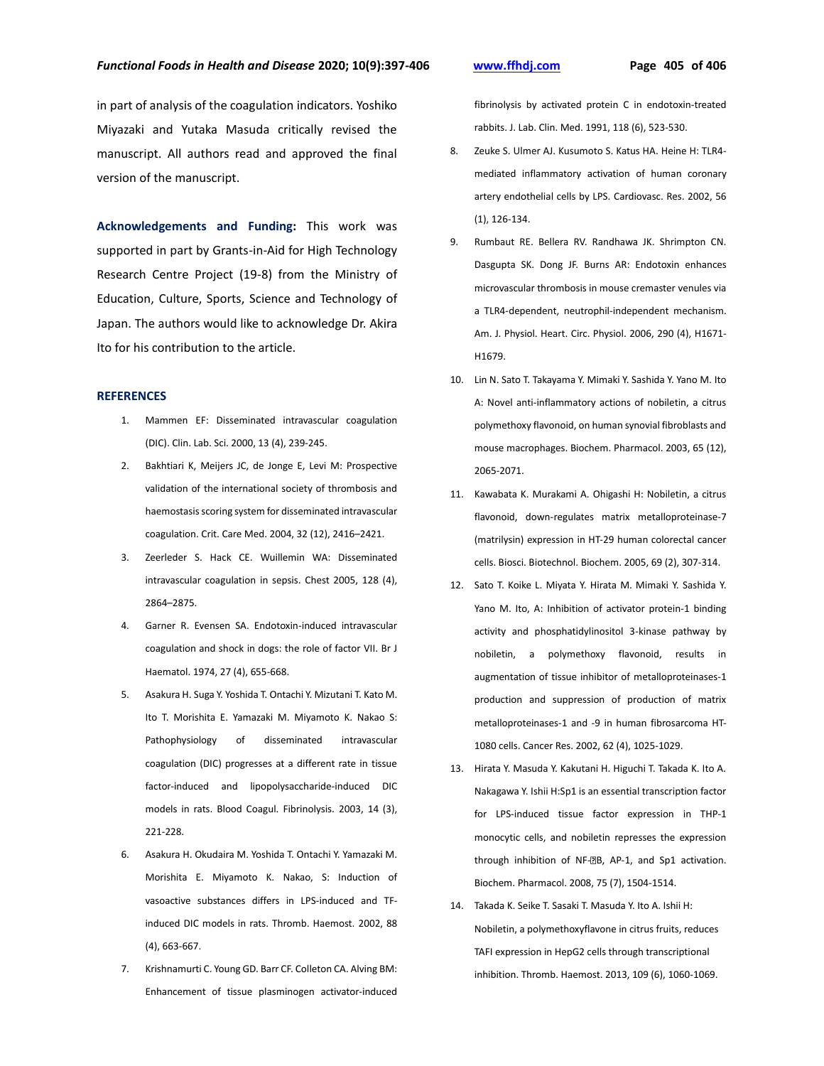in part of analysis of the coagulation indicators. Yoshiko Miyazaki and Yutaka Masuda critically revised the manuscript. All authors read and approved the final version of the manuscript.

**Acknowledgements and Funding:** This work was supported in part by Grants-in-Aid for High Technology Research Centre Project (19-8) from the Ministry of Education, Culture, Sports, Science and Technology of Japan. The authors would like to acknowledge Dr. Akira Ito for his contribution to the article.

## REFERENCES

1. Mammen EF: Disseminated intravascular coagulation (DIC). Clin. Lab. Sci. 2000, 13 (4), 239-245.
2. Bakhtiari K, Meijers JC, de Jonge E, Levi M: Prospective validation of the international society of thrombosis and haemostasis scoring system for disseminated intravascular coagulation. Crit. Care Med. 2004, 32 (12), 2416–2421.
3. Zeerleder S. Hack CE. Wuillemin WA: Disseminated intravascular coagulation in sepsis. Chest 2005, 128 (4), 2864–2875.
4. Garner R. Evensen SA. Endotoxin-induced intravascular coagulation and shock in dogs: the role of factor VII. Br J Haematol. 1974, 27 (4), 655-668.
5. Asakura H. Suga Y. Yoshida T. Ontachi Y. Mizutani T. Kato M. Ito T. Morishita E. Yamazaki M. Miyamoto K. Nakao S: Pathophysiology of disseminated intravascular coagulation (DIC) progresses at a different rate in tissue factor-induced and lipopolysaccharide-induced DIC models in rats. Blood Coagul. Fibrinolysis. 2003, 14 (3), 221-228.
6. Asakura H. Okudaira M. Yoshida T. Ontachi Y. Yamazaki M. Morishita E. Miyamoto K. Nakao, S: Induction of vasoactive substances differs in LPS-induced and TF-induced DIC models in rats. Thromb. Haemost. 2002, 88 (4), 663-667.
7. Krishnamurti C. Young GD. Barr CF. Colleton CA. Alving BM: Enhancement of tissue plasminogen activator-induced fibrinolysis by activated protein C in endotoxin-treated rabbits. J. Lab. Clin. Med. 1991, 118 (6), 523-530.
8. Zeuke S. Ulmer AJ. Kusumoto S. Katus HA. Heine H: TLR4-mediated inflammatory activation of human coronary artery endothelial cells by LPS. Cardiovasc. Res. 2002, 56 (1), 126-134.
9. Rumbaut RE. Bellera RV. Randhawa JK. Shrimpton CN. Dasgupta SK. Dong JF. Burns AR: Endotoxin enhances microvascular thrombosis in mouse cremaster venules via a TLR4-dependent, neutrophil-independent mechanism. Am. J. Physiol. Heart. Circ. Physiol. 2006, 290 (4), H1671-H1679.
10. Lin N. Sato T. Takayama Y. Mimaki Y. Sashida Y. Yano M. Ito A: Novel anti-inflammatory actions of nobiletin, a citrus polymethoxy flavonoid, on human synovial fibroblasts and mouse macrophages. Biochem. Pharmacol. 2003, 65 (12), 2065-2071.
11. Kawabata K. Murakami A. Ohigashi H: Nobiletin, a citrus flavonoid, down-regulates matrix metalloproteinase-7 (matrilysin) expression in HT-29 human colorectal cancer cells. Biosci. Biotechnol. Biochem. 2005, 69 (2), 307-314.
12. Sato T. Koike L. Miyata Y. Hirata M. Mimaki Y. Sashida Y. Yano M. Ito, A: Inhibition of activator protein-1 binding activity and phosphatidylinositol 3-kinase pathway by nobiletin, a polymethoxy flavonoid, results in augmentation of tissue inhibitor of metalloproteinases-1 production and suppression of production of matrix metalloproteinases-1 and -9 in human fibrosarcoma HT-1080 cells. Cancer Res. 2002, 62 (4), 1025-1029.
13. Hirata Y. Masuda Y. Kakutani H. Higuchi T. Takada K. Ito A. Nakagawa Y. Ishii H:Sp1 is an essential transcription factor for LPS-induced tissue factor expression in THP-1 monocytic cells, and nobiletin represses the expression through inhibition of NF-κB, AP-1, and Sp1 activation. Biochem. Pharmacol. 2008, 75 (7), 1504-1514.
14. Takada K. Seike T. Sasaki T. Masuda Y. Ito A. Ishii H: Nobiletin, a polymethoxyflavone in citrus fruits, reduces TAFI expression in HepG2 cells through transcriptional inhibition. Thromb. Haemost. 2013, 109 (6), 1060-1069.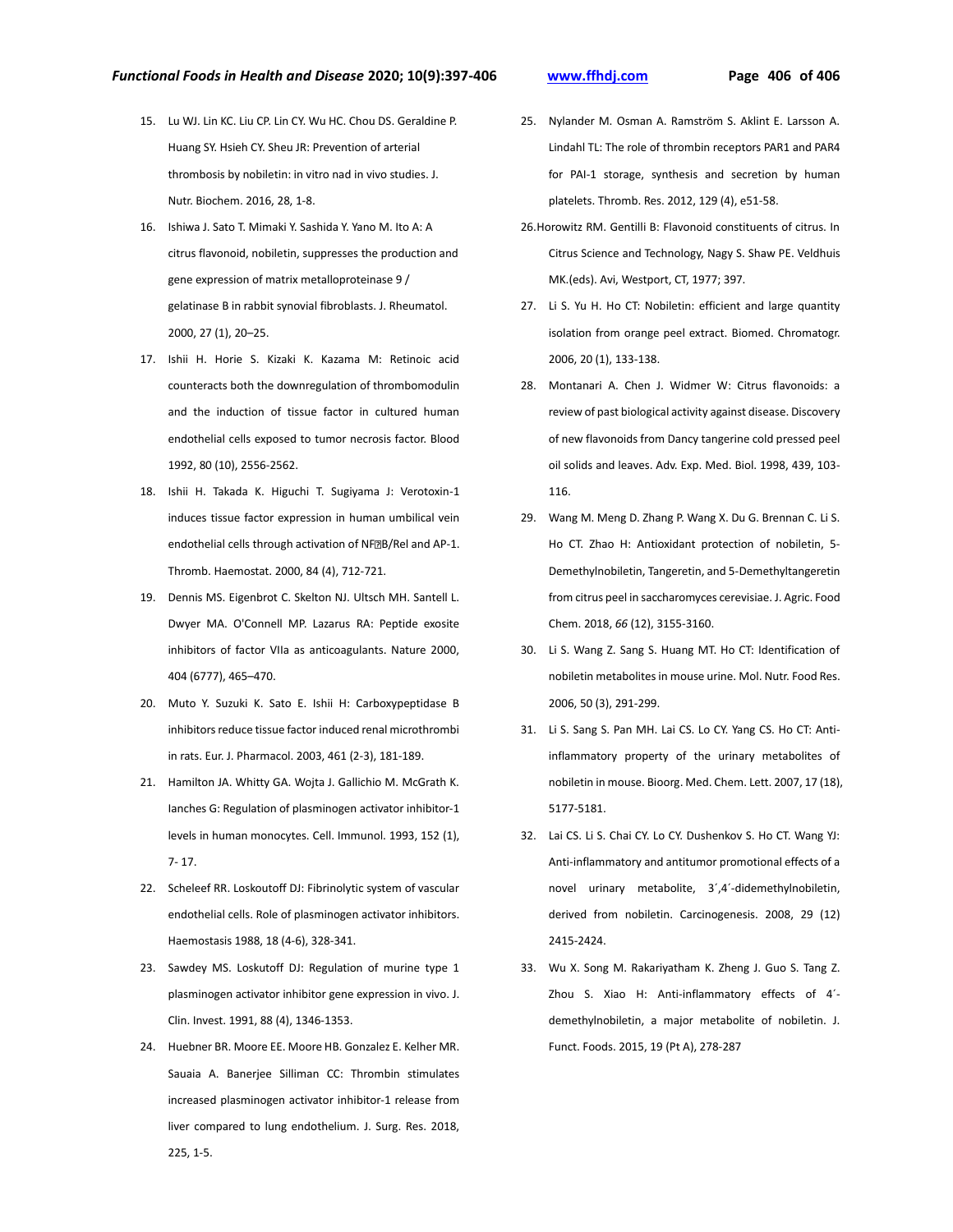15. Lu WJ. Lin KC. Liu CP. Lin CY. Wu HC. Chou DS. Geraldine P. Huang SY. Hsieh CY. Sheu JR: Prevention of arterial thrombosis by nobiletin: in vitro nad in vivo studies. J. Nutr. Biochem. 2016, 28, 1-8.
16. Ishiwa J. Sato T. Mimaki Y. Sashida Y. Yano M. Ito A: A citrus flavonoid, nobiletin, suppresses the production and gene expression of matrix metalloproteinase 9 / gelatinase B in rabbit synovial fibroblasts. J. Rheumatol. 2000, 27 (1), 20–25.
17. Ishii H. Horie S. Kizaki K. Kazama M: Retinoic acid counteracts both the downregulation of thrombomodulin and the induction of tissue factor in cultured human endothelial cells exposed to tumor necrosis factor. Blood 1992, 80 (10), 2556-2562.
18. Ishii H. Takada K. Higuchi T. Sugiyama J: Verotoxin-1 induces tissue factor expression in human umbilical vein endothelial cells through activation of NF�B/Rel and AP-1. Thromb. Haemostat. 2000, 84 (4), 712-721.
19. Dennis MS. Eigenbrot C. Skelton NJ. Ultsch MH. Santell L. Dwyer MA. O'Connell MP. Lazarus RA: Peptide exosite inhibitors of factor VIIa as anticoagulants. Nature 2000, 404 (6777), 465–470.
20. Muto Y. Suzuki K. Sato E. Ishii H: Carboxypeptidase B inhibitors reduce tissue factor induced renal microthrombi in rats. Eur. J. Pharmacol. 2003, 461 (2-3), 181-189.
21. Hamilton JA. Whitty GA. Wojta J. Gallichio M. McGrath K. Ianches G: Regulation of plasminogen activator inhibitor-1 levels in human monocytes. Cell. Immunol. 1993, 152 (1), 7- 17.
22. Scheleef RR. Loskoutoff DJ: Fibrinolytic system of vascular endothelial cells. Role of plasminogen activator inhibitors. Haemostasis 1988, 18 (4-6), 328-341.
23. Sawdey MS. Loskutoff DJ: Regulation of murine type 1 plasminogen activator inhibitor gene expression in vivo. J. Clin. Invest. 1991, 88 (4), 1346-1353.
24. Huebner BR. Moore EE. Moore HB. Gonzalez E. Kelher MR. Sauaia A. Banerjee Silliman CC: Thrombin stimulates increased plasminogen activator inhibitor-1 release from liver compared to lung endothelium. J. Surg. Res. 2018, 225, 1-5.
25. Nylander M. Osman A. Ramström S. Aklint E. Larsson A. Lindahl TL: The role of thrombin receptors PAR1 and PAR4 for PAI-1 storage, synthesis and secretion by human platelets. Thromb. Res. 2012, 129 (4), e51-58.
26. Horowitz RM. Gentilli B: Flavonoid constituents of citrus. In Citrus Science and Technology, Nagy S. Shaw PE. Veldhuis MK.(eds). Avi, Westport, CT, 1977; 397.
27. Li S. Yu H. Ho CT: Nobiletin: efficient and large quantity isolation from orange peel extract. Biomed. Chromatogr. 2006, 20 (1), 133-138.
28. Montanari A. Chen J. Widmer W: Citrus flavonoids: a review of past biological activity against disease. Discovery of new flavonoids from Dancy tangerine cold pressed peel oil solids and leaves. Adv. Exp. Med. Biol. 1998, 439, 103-116.
29. Wang M. Meng D. Zhang P. Wang X. Du G. Brennan C. Li S. Ho CT. Zhao H: Antioxidant protection of nobiletin, 5-Demethylnobiletin, Tangeretin, and 5-Demethyltangeretin from citrus peel in saccharomyces cerevisiae. J. Agric. Food Chem. 2018, *66* (12), 3155-3160.
30. Li S. Wang Z. Sang S. Huang MT. Ho CT: Identification of nobiletin metabolites in mouse urine. Mol. Nutr. Food Res. 2006, 50 (3), 291-299.
31. Li S. Sang S. Pan MH. Lai CS. Lo CY. Yang CS. Ho CT: Anti-inflammatory property of the urinary metabolites of nobiletin in mouse. Bioorg. Med. Chem. Lett. 2007, 17 (18), 5177-5181.
32. Lai CS. Li S. Chai CY. Lo CY. Dushenkov S. Ho CT. Wang YJ: Anti-inflammatory and antitumor promotional effects of a novel urinary metabolite, 3´,4´-didemethylnobiletin, derived from nobiletin. Carcinogenesis. 2008, 29 (12) 2415-2424.
33. Wu X. Song M. Rakariyatham K. Zheng J. Guo S. Tang Z. Zhou S. Xiao H: Anti-inflammatory effects of 4´-demethylnobiletin, a major metabolite of nobiletin. J. Funct. Foods. 2015, 19 (Pt A), 278-287